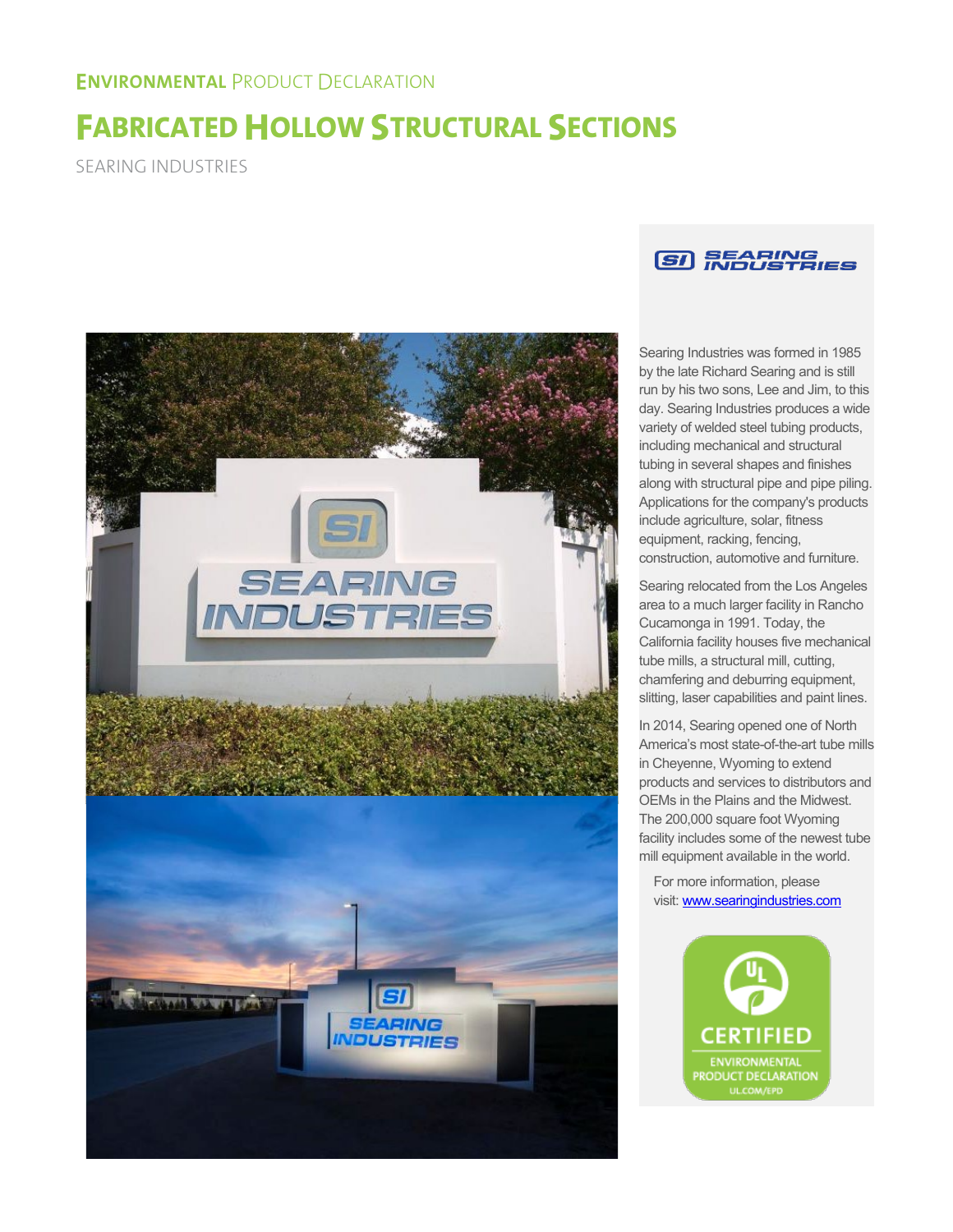ENVIRONMENTAL PRODUCT DECLARATION

# FABRICATED HOLLOW STRUCTURAL SECTIONS

SEARING INDUSTRIES

Searing Industries was formed in 1985 by the late Richard Searing and is still run by his two sons, Lee and Jim, to this day. Searing Industries produces a wide variety of welded steel tubing products, including mechanical and structural tubing in several shapes and finishes along with structural pipe and pipe piling. Applications for the company's products include agriculture, solar, fitness equipment, racking, fencing, construction, automotive and furniture.

Searing relocated from the Los Angeles area to a much larger facility in Rancho Cucamonga in 1991. Today, the California facility houses five mechanical tube mills, a structural mill, cutting, chamfering and deburring equipment, slitting, laser capabilities and paint lines.

In 2014, Searing opened one of North America's most state-of-the-art tube mills in Cheyenne, Wyoming to extend products and services to distributors and OEMs in the Plains and the Midwest. The 200,000 square foot Wyoming facility includes some of the newest tube mill equipment available in the world.

For more information, please visit: www.searingindustries.com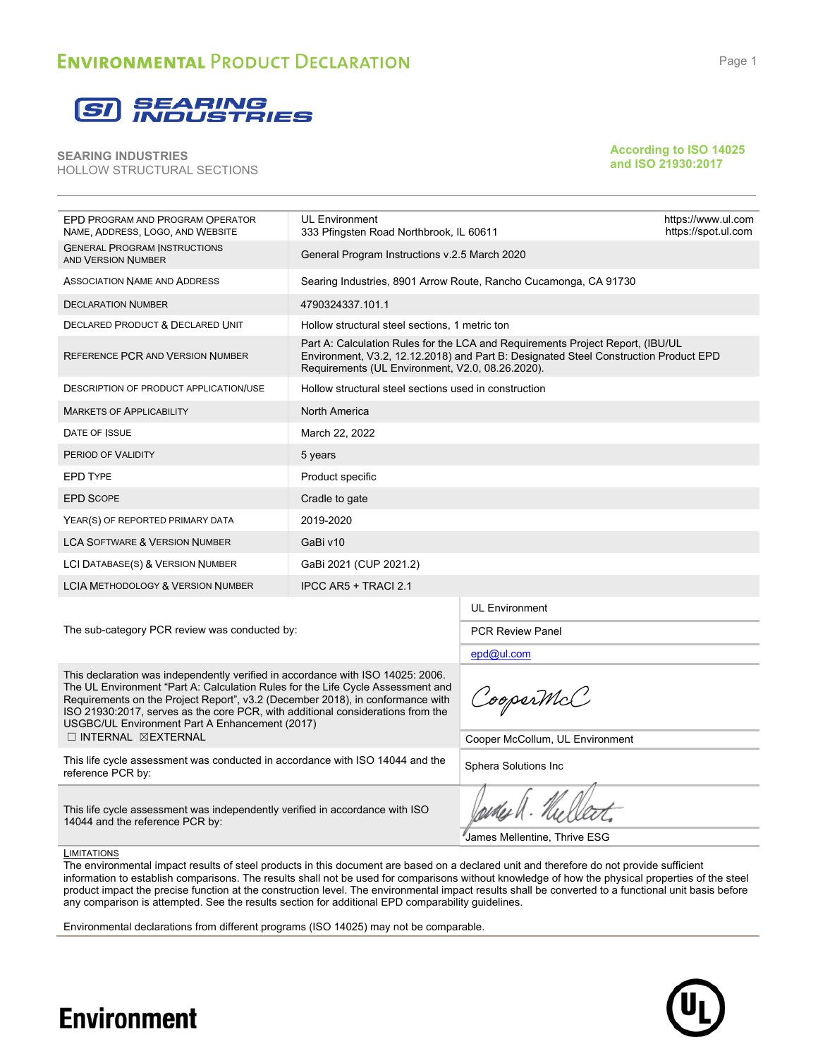# ENVIRONMENTAL PRODUCT DECLARATION

**SEARING INDUSTRIES**
HOLLOW STRUCTURAL SECTIONS

**According to ISO 14025 and ISO 21930:2017**

| | |
|---|---|
| EPD PROGRAM AND PROGRAM OPERATOR NAME, ADDRESS, LOGO, AND WEBSITE | UL Environment 333 Pfingsten Road Northbrook, IL 60611 https://www.ul.com https://spot.ul.com |
| GENERAL PROGRAM INSTRUCTIONS AND VERSION NUMBER | General Program Instructions v.2.5 March 2020 |
| ASSOCIATION NAME AND ADDRESS | Searing Industries, 8901 Arrow Route, Rancho Cucamonga, CA 91730 |
| DECLARATION NUMBER | 4790324337.101.1 |
| DECLARED PRODUCT & DECLARED UNIT | Hollow structural steel sections, 1 metric ton |
| REFERENCE PCR AND VERSION NUMBER | Part A: Calculation Rules for the LCA and Requirements Project Report, (IBU/UL Environment, V3.2, 12.12.2018) and Part B: Designated Steel Construction Product EPD Requirements (UL Environment, V2.0, 08.26.2020). |
| DESCRIPTION OF PRODUCT APPLICATION/USE | Hollow structural steel sections used in construction |
| MARKETS OF APPLICABILITY | North America |
| DATE OF ISSUE | March 22, 2022 |
| PERIOD OF VALIDITY | 5 years |
| EPD TYPE | Product specific |
| EPD SCOPE | Cradle to gate |
| YEAR(S) OF REPORTED PRIMARY DATA | 2019-2020 |
| LCA SOFTWARE & VERSION NUMBER | GaBi v10 |
| LCI DATABASE(S) & VERSION NUMBER | GaBi 2021 (CUP 2021.2) |
| LCIA METHODOLOGY & VERSION NUMBER | IPCC AR5 + TRACI 2.1 |

| | |
|---|---|
| The sub-category PCR review was conducted by: | UL Environment<br>PCR Review Panel<br>epd@ul.com |
| This declaration was independently verified in accordance with ISO 14025: 2006. The UL Environment "Part A: Calculation Rules for the Life Cycle Assessment and Requirements on the Project Report", v3.2 (December 2018), in conformance with ISO 21930:2017, serves as the core PCR, with additional considerations from the USGBC/UL Environment Part A Enhancement (2017)<br>☐ INTERNAL ☒EXTERNAL | Cooper McCollum, UL Environment |
| This life cycle assessment was conducted in accordance with ISO 14044 and the reference PCR by: | Sphera Solutions Inc |
| This life cycle assessment was independently verified in accordance with ISO 14044 and the reference PCR by: | James Mellentine, Thrive ESG |

LIMITATIONS

The environmental impact results of steel products in this document are based on a declared unit and therefore do not provide sufficient information to establish comparisons. The results shall not be used for comparisons without knowledge of how the physical properties of the steel product impact the precise function at the construction level. The environmental impact results shall be converted to a functional unit basis before any comparison is attempted. See the results section for additional EPD comparability guidelines.

Environmental declarations from different programs (ISO 14025) may not be comparable.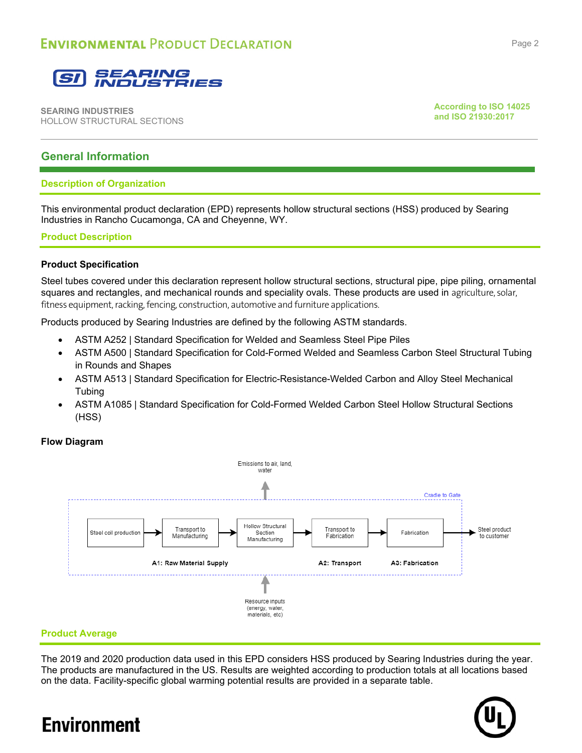## General Information

### Description of Organization

This environmental product declaration (EPD) represents hollow structural sections (HSS) produced by Searing Industries in Rancho Cucamonga, CA and Cheyenne, WY.

### Product Description

**Product Specification**

Steel tubes covered under this declaration represent hollow structural sections, structural pipe, pipe piling, ornamental squares and rectangles, and mechanical rounds and speciality ovals. These products are used in agriculture, solar, fitness equipment, racking, fencing, construction, automotive and furniture applications.

Products produced by Searing Industries are defined by the following ASTM standards.

- ASTM A252 | Standard Specification for Welded and Seamless Steel Pipe Piles
- ASTM A500 | Standard Specification for Cold-Formed Welded and Seamless Carbon Steel Structural Tubing in Rounds and Shapes
- ASTM A513 | Standard Specification for Electric-Resistance-Welded Carbon and Alloy Steel Mechanical Tubing
- ASTM A1085 | Standard Specification for Cold-Formed Welded Carbon Steel Hollow Structural Sections (HSS)

**Flow Diagram**

Cradle to Gate

Emissions to air, land, water

Steel coil production → Transport to Manufacturing → Hollow Structural Section Manufacturing → Transport to Fabrication → Fabrication → Steel product to customer

A1: Raw Material Supply | A2: Transport | A3: Fabrication

Resource inputs (energy, water, materials, etc)

### Product Average

The 2019 and 2020 production data used in this EPD considers HSS produced by Searing Industries during the year. The products are manufactured in the US. Results are weighted according to production totals at all locations based on the data. Facility-specific global warming potential results are provided in a separate table.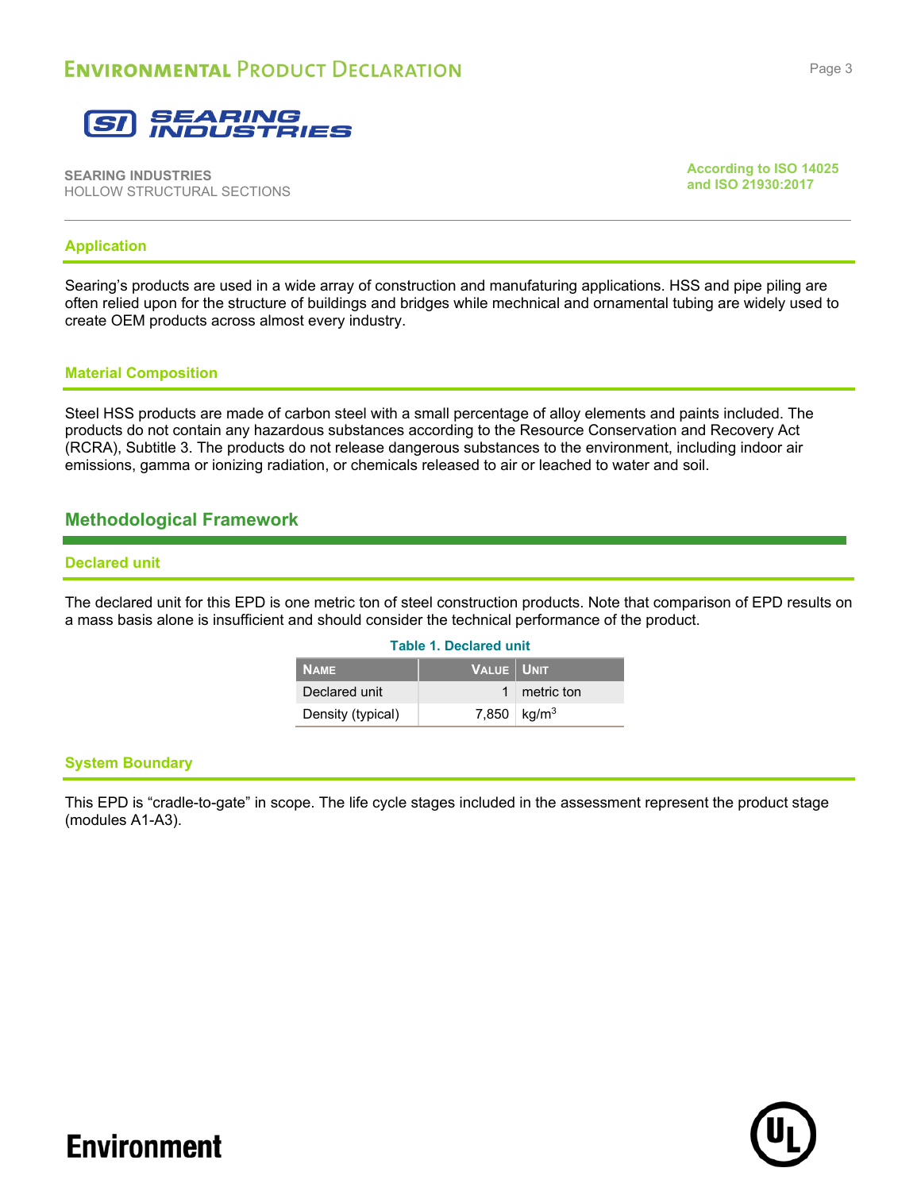## Application

Searing's products are used in a wide array of construction and manufaturing applications. HSS and pipe piling are often relied upon for the structure of buildings and bridges while mechnical and ornamental tubing are widely used to create OEM products across almost every industry.

## Material Composition

Steel HSS products are made of carbon steel with a small percentage of alloy elements and paints included. The products do not contain any hazardous substances according to the Resource Conservation and Recovery Act (RCRA), Subtitle 3. The products do not release dangerous substances to the environment, including indoor air emissions, gamma or ionizing radiation, or chemicals released to air or leached to water and soil.

# Methodological Framework

## Declared unit

The declared unit for this EPD is one metric ton of steel construction products. Note that comparison of EPD results on a mass basis alone is insufficient and should consider the technical performance of the product.

**Table 1. Declared unit**

| Name | Value | Unit |
|---|---|---|
| Declared unit | 1 | metric ton |
| Density (typical) | 7,850 | $kg/m^3$ |

## System Boundary

This EPD is "cradle-to-gate" in scope. The life cycle stages included in the assessment represent the product stage (modules A1-A3).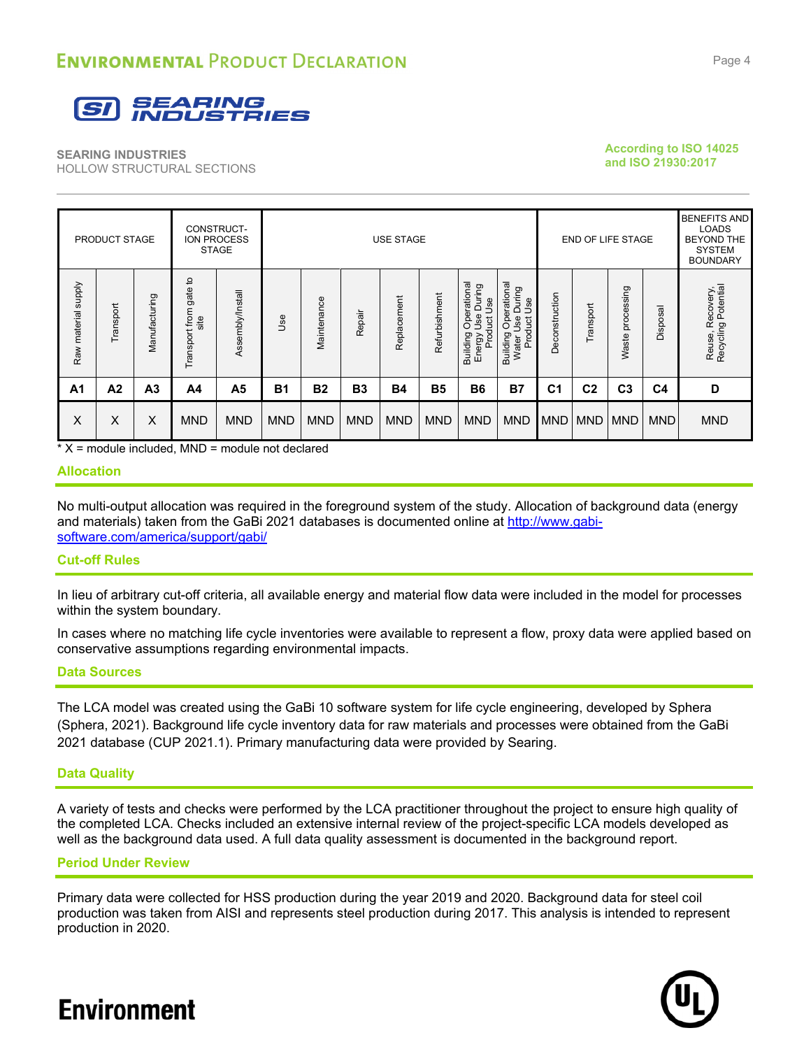SEARING INDUSTRIES
HOLLOW STRUCTURAL SECTIONS

According to ISO 14025 and ISO 21930:2017

| PRODUCT STAGE | | | CONSTRUCT-ION PROCESS STAGE | | USE STAGE | | | | | | | END OF LIFE STAGE | | | | BENEFITS AND LOADS BEYOND THE SYSTEM BOUNDARY |
|---|---|---|---|---|---|---|---|---|---|---|---|---|---|---|---|---|
| Raw material supply | Transport | Manufacturing | Transport from gate to site | Assembly/Install | Use | Maintenance | Repair | Replacement | Refurbishment | Building Operational Energy Use During Product Use | Building Operational Water Use During Product Use | Deconstruction | Transport | Waste processing | Disposal | Reuse, Recovery, Recycling Potential |
| A1 | A2 | A3 | A4 | A5 | B1 | B2 | B3 | B4 | B5 | B6 | B7 | C1 | C2 | C3 | C4 | D |
| X | X | X | MND | MND | MND | MND | MND | MND | MND | MND | MND | MND | MND | MND | MND | MND |

* X = module included, MND = module not declared

## Allocation

No multi-output allocation was required in the foreground system of the study. Allocation of background data (energy and materials) taken from the GaBi 2021 databases is documented online at http://www.gabi-software.com/america/support/gabi/

## Cut-off Rules

In lieu of arbitrary cut-off criteria, all available energy and material flow data were included in the model for processes within the system boundary.

In cases where no matching life cycle inventories were available to represent a flow, proxy data were applied based on conservative assumptions regarding environmental impacts.

## Data Sources

The LCA model was created using the GaBi 10 software system for life cycle engineering, developed by Sphera (Sphera, 2021). Background life cycle inventory data for raw materials and processes were obtained from the GaBi 2021 database (CUP 2021.1). Primary manufacturing data were provided by Searing.

## Data Quality

A variety of tests and checks were performed by the LCA practitioner throughout the project to ensure high quality of the completed LCA. Checks included an extensive internal review of the project-specific LCA models developed as well as the background data used. A full data quality assessment is documented in the background report.

## Period Under Review

Primary data were collected for HSS production during the year 2019 and 2020. Background data for steel coil production was taken from AISI and represents steel production during 2017. This analysis is intended to represent production in 2020.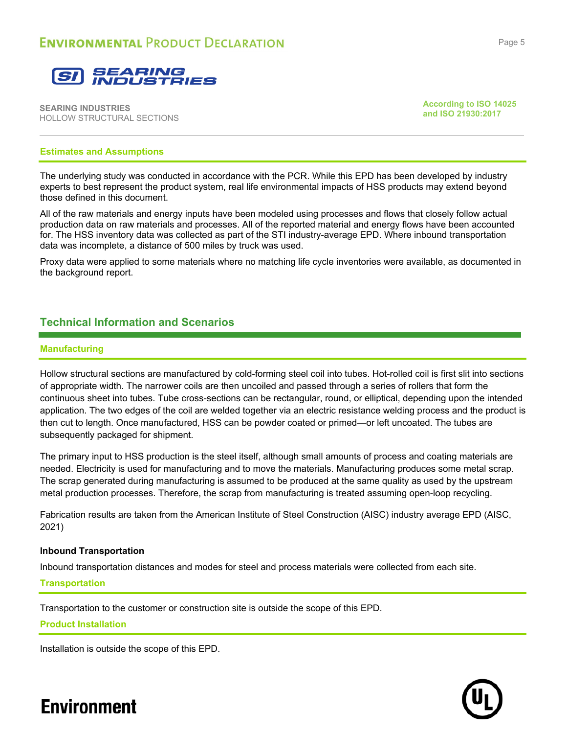## Estimates and Assumptions

The underlying study was conducted in accordance with the PCR. While this EPD has been developed by industry experts to best represent the product system, real life environmental impacts of HSS products may extend beyond those defined in this document.

All of the raw materials and energy inputs have been modeled using processes and flows that closely follow actual production data on raw materials and processes. All of the reported material and energy flows have been accounted for. The HSS inventory data was collected as part of the STI industry-average EPD. Where inbound transportation data was incomplete, a distance of 500 miles by truck was used.

Proxy data were applied to some materials where no matching life cycle inventories were available, as documented in the background report.

# Technical Information and Scenarios

## Manufacturing

Hollow structural sections are manufactured by cold-forming steel coil into tubes. Hot-rolled coil is first slit into sections of appropriate width. The narrower coils are then uncoiled and passed through a series of rollers that form the continuous sheet into tubes. Tube cross-sections can be rectangular, round, or elliptical, depending upon the intended application. The two edges of the coil are welded together via an electric resistance welding process and the product is then cut to length. Once manufactured, HSS can be powder coated or primed—or left uncoated. The tubes are subsequently packaged for shipment.

The primary input to HSS production is the steel itself, although small amounts of process and coating materials are needed. Electricity is used for manufacturing and to move the materials. Manufacturing produces some metal scrap. The scrap generated during manufacturing is assumed to be produced at the same quality as used by the upstream metal production processes. Therefore, the scrap from manufacturing is treated assuming open-loop recycling.

Fabrication results are taken from the American Institute of Steel Construction (AISC) industry average EPD (AISC, 2021)

### Inbound Transportation

Inbound transportation distances and modes for steel and process materials were collected from each site.

## Transportation

Transportation to the customer or construction site is outside the scope of this EPD.

## Product Installation

Installation is outside the scope of this EPD.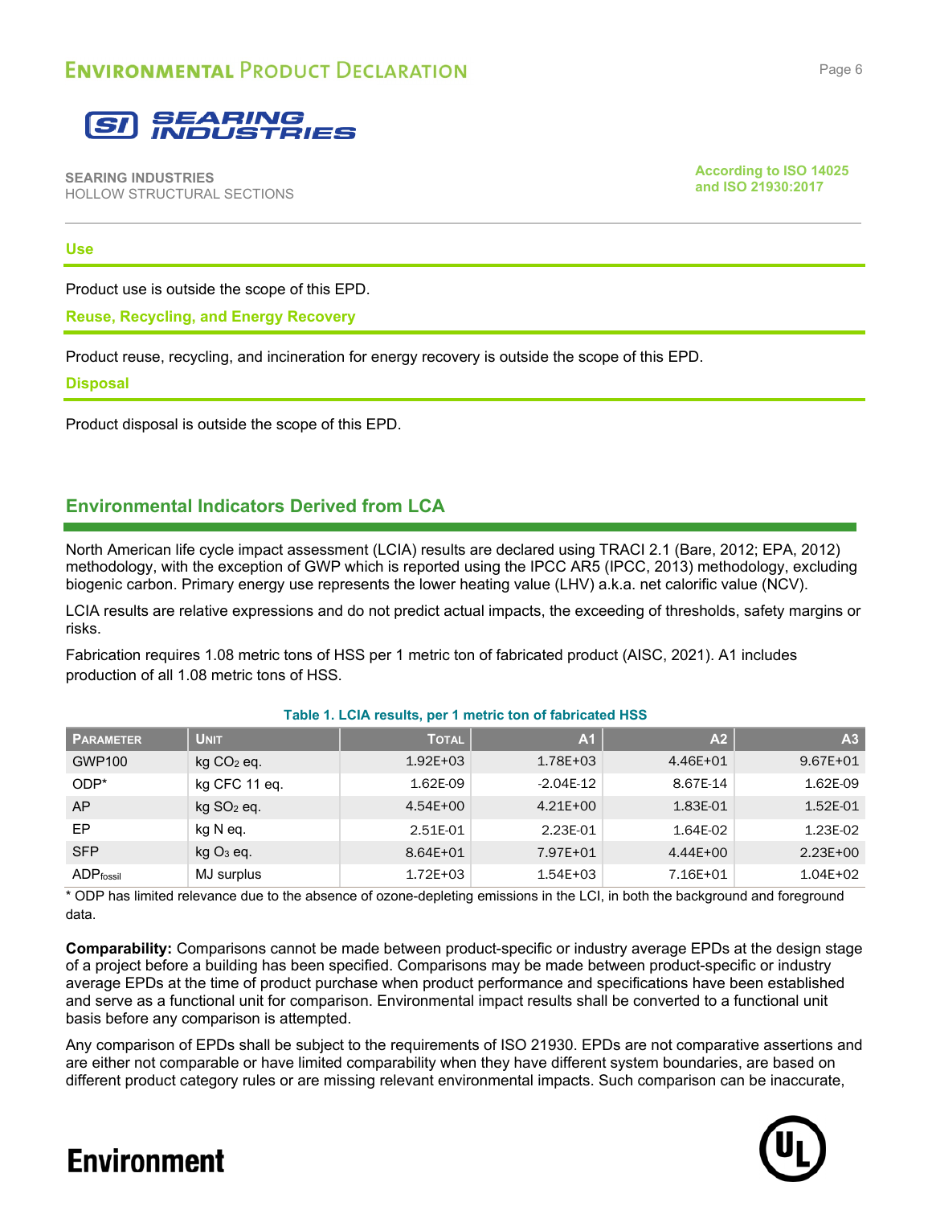### Use

Product use is outside the scope of this EPD.

### Reuse, Recycling, and Energy Recovery

Product reuse, recycling, and incineration for energy recovery is outside the scope of this EPD.

### Disposal

Product disposal is outside the scope of this EPD.

## Environmental Indicators Derived from LCA

North American life cycle impact assessment (LCIA) results are declared using TRACI 2.1 (Bare, 2012; EPA, 2012) methodology, with the exception of GWP which is reported using the IPCC AR5 (IPCC, 2013) methodology, excluding biogenic carbon. Primary energy use represents the lower heating value (LHV) a.k.a. net calorific value (NCV).

LCIA results are relative expressions and do not predict actual impacts, the exceeding of thresholds, safety margins or risks.

Fabrication requires 1.08 metric tons of HSS per 1 metric ton of fabricated product (AISC, 2021). A1 includes production of all 1.08 metric tons of HSS.

**Table 1. LCIA results, per 1 metric ton of fabricated HSS**

| Parameter | Unit | Total | A1 | A2 | A3 |
|---|---|---|---|---|---|
| GWP100 | kg $CO_2$ eq. | 1.92E+03 | 1.78E+03 | 4.46E+01 | 9.67E+01 |
| ODP* | kg CFC 11 eq. | 1.62E-09 | -2.04E-12 | 8.67E-14 | 1.62E-09 |
| AP | kg $SO_2$ eq. | 4.54E+00 | 4.21E+00 | 1.83E-01 | 1.52E-01 |
| EP | kg N eq. | 2.51E-01 | 2.23E-01 | 1.64E-02 | 1.23E-02 |
| SFP | kg $O_3$ eq. | 8.64E+01 | 7.97E+01 | 4.44E+00 | 2.23E+00 |
| $ADP_{fossil}$ | MJ surplus | 1.72E+03 | 1.54E+03 | 7.16E+01 | 1.04E+02 |

\* ODP has limited relevance due to the absence of ozone-depleting emissions in the LCI, in both the background and foreground data.

**Comparability:** Comparisons cannot be made between product-specific or industry average EPDs at the design stage of a project before a building has been specified. Comparisons may be made between product-specific or industry average EPDs at the time of product purchase when product performance and specifications have been established and serve as a functional unit for comparison. Environmental impact results shall be converted to a functional unit basis before any comparison is attempted.

Any comparison of EPDs shall be subject to the requirements of ISO 21930. EPDs are not comparative assertions and are either not comparable or have limited comparability when they have different system boundaries, are based on different product category rules or are missing relevant environmental impacts. Such comparison can be inaccurate,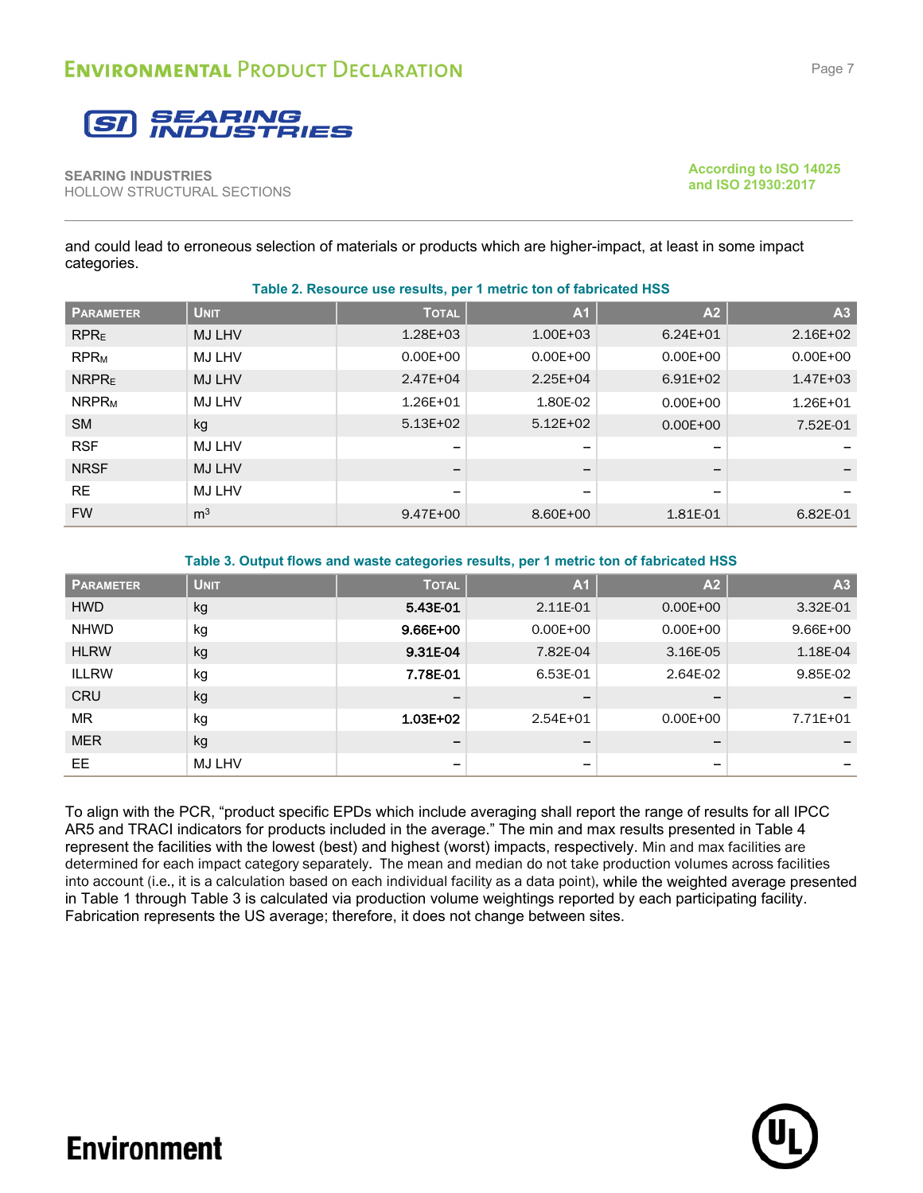and could lead to erroneous selection of materials or products which are higher-impact, at least in some impact categories.

**Table 2. Resource use results, per 1 metric ton of fabricated HSS**

| Parameter | Unit | Total | A1 | A2 | A3 |
|---|---|---|---|---|---|
| $RPR_E$ | MJ LHV | 1.28E+03 | 1.00E+03 | 6.24E+01 | 2.16E+02 |
| $RPR_M$ | MJ LHV | 0.00E+00 | 0.00E+00 | 0.00E+00 | 0.00E+00 |
| $NRPR_E$ | MJ LHV | 2.47E+04 | 2.25E+04 | 6.91E+02 | 1.47E+03 |
| $NRPR_M$ | MJ LHV | 1.26E+01 | 1.80E-02 | 0.00E+00 | 1.26E+01 |
| SM | kg | 5.13E+02 | 5.12E+02 | 0.00E+00 | 7.52E-01 |
| RSF | MJ LHV | – | – | – | – |
| NRSF | MJ LHV | – | – | – | – |
| RE | MJ LHV | – | – | – | – |
| FW | $m^3$ | 9.47E+00 | 8.60E+00 | 1.81E-01 | 6.82E-01 |

**Table 3. Output flows and waste categories results, per 1 metric ton of fabricated HSS**

| Parameter | Unit | Total | A1 | A2 | A3 |
|---|---|---|---|---|---|
| HWD | kg | 5.43E-01 | 2.11E-01 | 0.00E+00 | 3.32E-01 |
| NHWD | kg | 9.66E+00 | 0.00E+00 | 0.00E+00 | 9.66E+00 |
| HLRW | kg | 9.31E-04 | 7.82E-04 | 3.16E-05 | 1.18E-04 |
| ILLRW | kg | 7.78E-01 | 6.53E-01 | 2.64E-02 | 9.85E-02 |
| CRU | kg | – | – | – | – |
| MR | kg | 1.03E+02 | 2.54E+01 | 0.00E+00 | 7.71E+01 |
| MER | kg | – | – | – | – |
| EE | MJ LHV | – | – | – | – |

To align with the PCR, "product specific EPDs which include averaging shall report the range of results for all IPCC AR5 and TRACI indicators for products included in the average." The min and max results presented in Table 4 represent the facilities with the lowest (best) and highest (worst) impacts, respectively. Min and max facilities are determined for each impact category separately. The mean and median do not take production volumes across facilities into account (i.e., it is a calculation based on each individual facility as a data point), while the weighted average presented in Table 1 through Table 3 is calculated via production volume weightings reported by each participating facility. Fabrication represents the US average; therefore, it does not change between sites.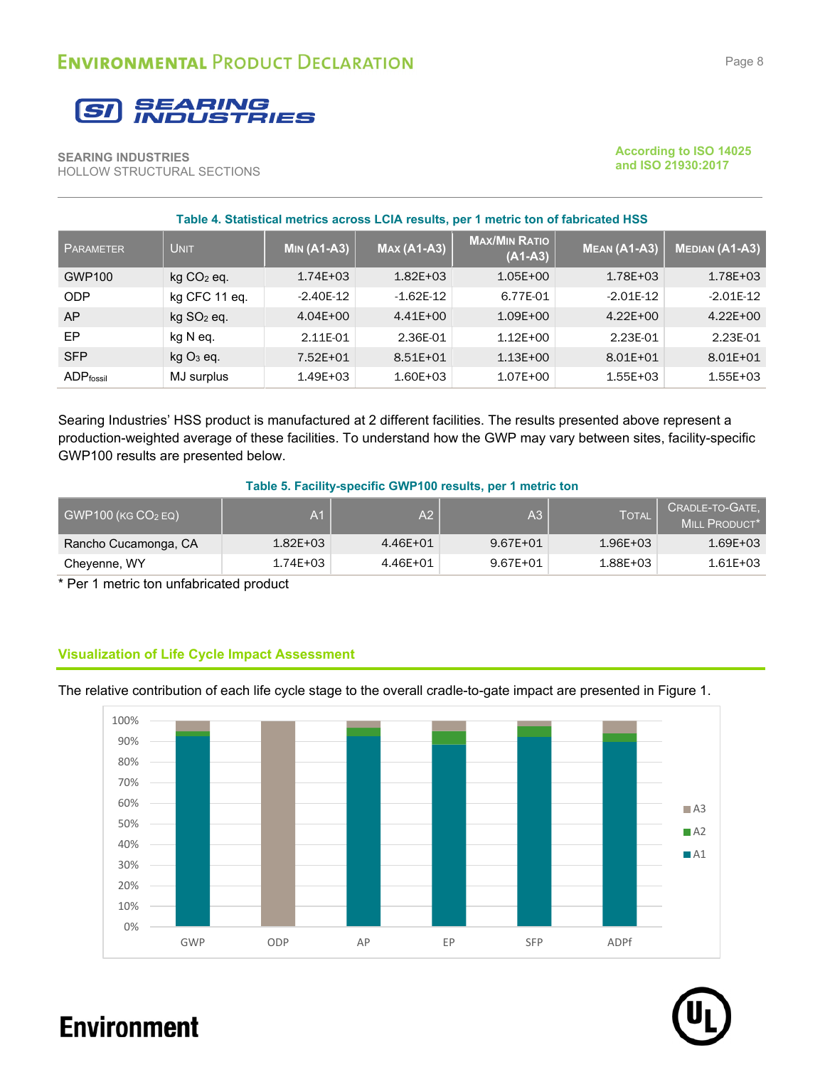SEARING INDUSTRIES
HOLLOW STRUCTURAL SECTIONS

According to ISO 14025 and ISO 21930:2017

**Table 4. Statistical metrics across LCIA results, per 1 metric ton of fabricated HSS**

| Parameter | Unit | Min (A1-A3) | Max (A1-A3) | Max/Min Ratio (A1-A3) | Mean (A1-A3) | Median (A1-A3) |
|---|---|---|---|---|---|---|
| GWP100 | kg $CO_2$ eq. | 1.74E+03 | 1.82E+03 | 1.05E+00 | 1.78E+03 | 1.78E+03 |
| ODP | kg CFC 11 eq. | -2.40E-12 | -1.62E-12 | 6.77E-01 | -2.01E-12 | -2.01E-12 |
| AP | kg $SO_2$ eq. | 4.04E+00 | 4.41E+00 | 1.09E+00 | 4.22E+00 | 4.22E+00 |
| EP | kg N eq. | 2.11E-01 | 2.36E-01 | 1.12E+00 | 2.23E-01 | 2.23E-01 |
| SFP | kg $O_3$ eq. | 7.52E+01 | 8.51E+01 | 1.13E+00 | 8.01E+01 | 8.01E+01 |
| $ADP_{fossil}$ | MJ surplus | 1.49E+03 | 1.60E+03 | 1.07E+00 | 1.55E+03 | 1.55E+03 |

Searing Industries' HSS product is manufactured at 2 different facilities. The results presented above represent a production-weighted average of these facilities. To understand how the GWP may vary between sites, facility-specific GWP100 results are presented below.

**Table 5. Facility-specific GWP100 results, per 1 metric ton**

| GWP100 (kg $CO_2$ eq) | A1 | A2 | A3 | Total | Cradle-to-Gate, Mill Product* |
|---|---|---|---|---|---|
| Rancho Cucamonga, CA | 1.82E+03 | 4.46E+01 | 9.67E+01 | 1.96E+03 | 1.69E+03 |
| Cheyenne, WY | 1.74E+03 | 4.46E+01 | 9.67E+01 | 1.88E+03 | 1.61E+03 |

\* Per 1 metric ton unfabricated product

## Visualization of Life Cycle Impact Assessment

The relative contribution of each life cycle stage to the overall cradle-to-gate impact are presented in Figure 1.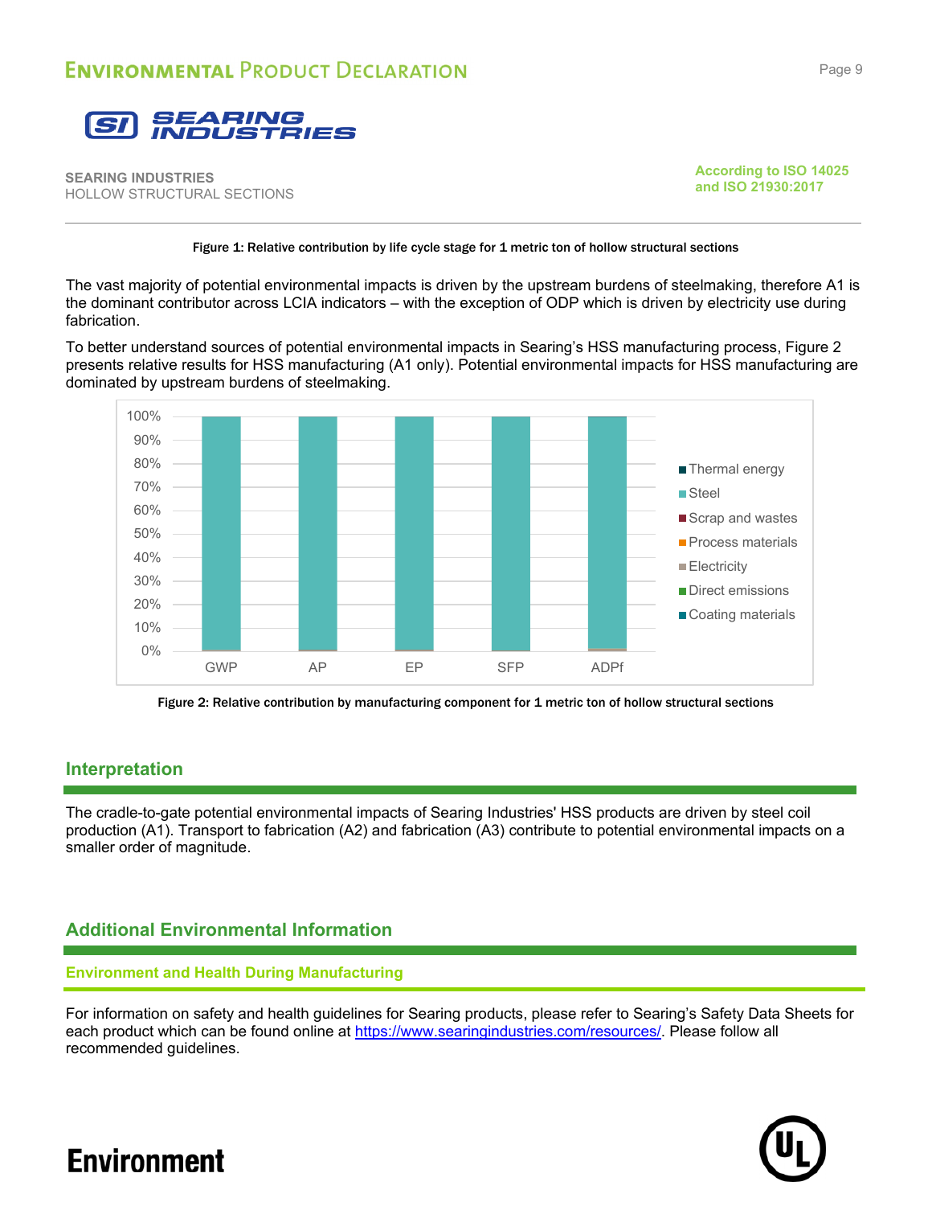Figure 1: Relative contribution by life cycle stage for 1 metric ton of hollow structural sections

The vast majority of potential environmental impacts is driven by the upstream burdens of steelmaking, therefore A1 is the dominant contributor across LCIA indicators – with the exception of ODP which is driven by electricity use during fabrication.

To better understand sources of potential environmental impacts in Searing's HSS manufacturing process, Figure 2 presents relative results for HSS manufacturing (A1 only). Potential environmental impacts for HSS manufacturing are dominated by upstream burdens of steelmaking.

Figure 2: Relative contribution by manufacturing component for 1 metric ton of hollow structural sections

## Interpretation

The cradle-to-gate potential environmental impacts of Searing Industries' HSS products are driven by steel coil production (A1). Transport to fabrication (A2) and fabrication (A3) contribute to potential environmental impacts on a smaller order of magnitude.

## Additional Environmental Information

### Environment and Health During Manufacturing

For information on safety and health guidelines for Searing products, please refer to Searing's Safety Data Sheets for each product which can be found online at https://www.searingindustries.com/resources/. Please follow all recommended guidelines.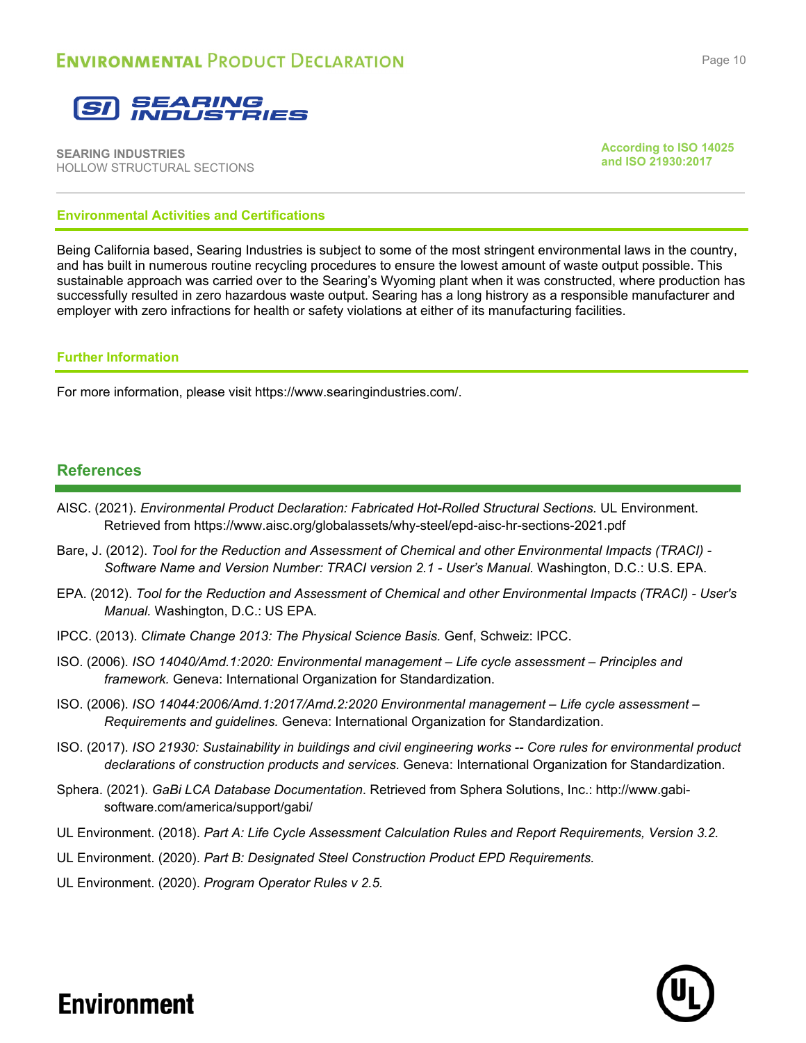## Environmental Activities and Certifications

Being California based, Searing Industries is subject to some of the most stringent environmental laws in the country, and has built in numerous routine recycling procedures to ensure the lowest amount of waste output possible. This sustainable approach was carried over to the Searing's Wyoming plant when it was constructed, where production has successfully resulted in zero hazardous waste output. Searing has a long histrory as a responsible manufacturer and employer with zero infractions for health or safety violations at either of its manufacturing facilities.

## Further Information

For more information, please visit https://www.searingindustries.com/.

# References

AISC. (2021). *Environmental Product Declaration: Fabricated Hot-Rolled Structural Sections.* UL Environment. Retrieved from https://www.aisc.org/globalassets/why-steel/epd-aisc-hr-sections-2021.pdf

Bare, J. (2012). *Tool for the Reduction and Assessment of Chemical and other Environmental Impacts (TRACI) - Software Name and Version Number: TRACI version 2.1 - User's Manual.* Washington, D.C.: U.S. EPA.

EPA. (2012). *Tool for the Reduction and Assessment of Chemical and other Environmental Impacts (TRACI) - User's Manual.* Washington, D.C.: US EPA.

IPCC. (2013). *Climate Change 2013: The Physical Science Basis.* Genf, Schweiz: IPCC.

ISO. (2006). *ISO 14040/Amd.1:2020: Environmental management – Life cycle assessment – Principles and framework.* Geneva: International Organization for Standardization.

ISO. (2006). *ISO 14044:2006/Amd.1:2017/Amd.2:2020 Environmental management – Life cycle assessment – Requirements and guidelines.* Geneva: International Organization for Standardization.

ISO. (2017). *ISO 21930: Sustainability in buildings and civil engineering works -- Core rules for environmental product declarations of construction products and services.* Geneva: International Organization for Standardization.

Sphera. (2021). *GaBi LCA Database Documentation*. Retrieved from Sphera Solutions, Inc.: http://www.gabi-software.com/america/support/gabi/

UL Environment. (2018). *Part A: Life Cycle Assessment Calculation Rules and Report Requirements, Version 3.2.*

UL Environment. (2020). *Part B: Designated Steel Construction Product EPD Requirements.*

UL Environment. (2020). *Program Operator Rules v 2.5.*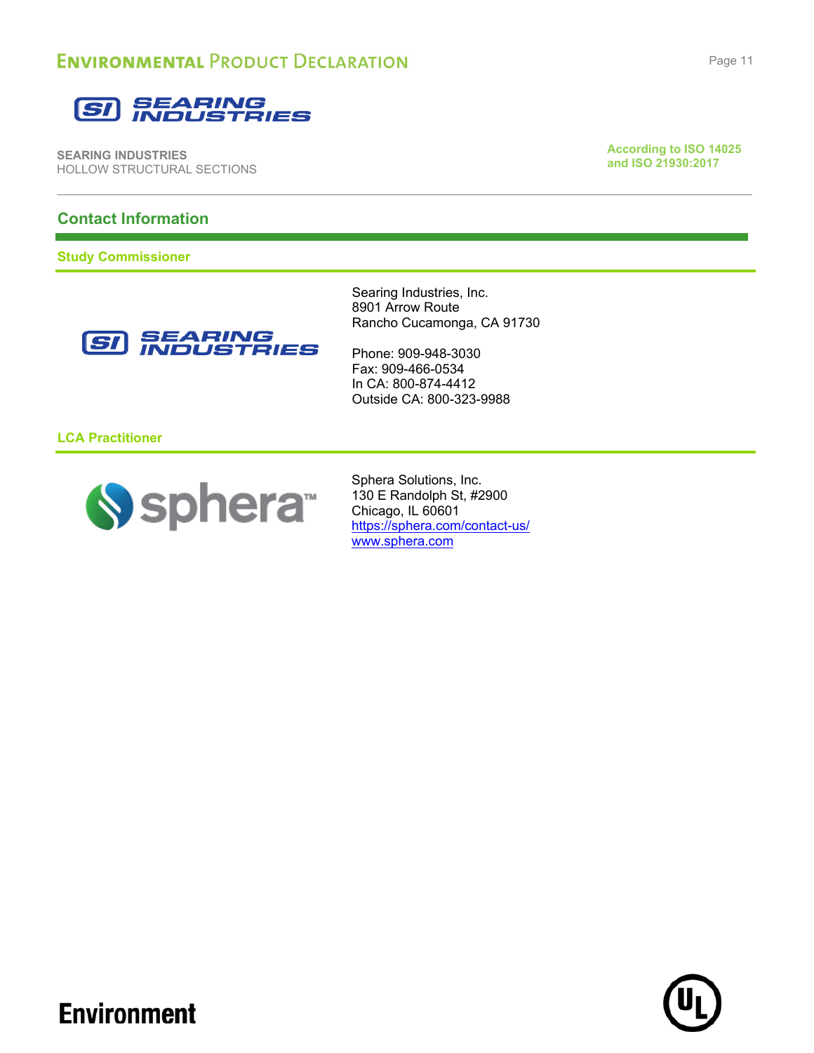## Contact Information

### Study Commissioner

Searing Industries, Inc.
8901 Arrow Route
Rancho Cucamonga, CA 91730

Phone: 909-948-3030
Fax: 909-466-0534
In CA: 800-874-4412
Outside CA: 800-323-9988

### LCA Practitioner

Sphera Solutions, Inc.
130 E Randolph St, #2900
Chicago, IL 60601
https://sphera.com/contact-us/
www.sphera.com